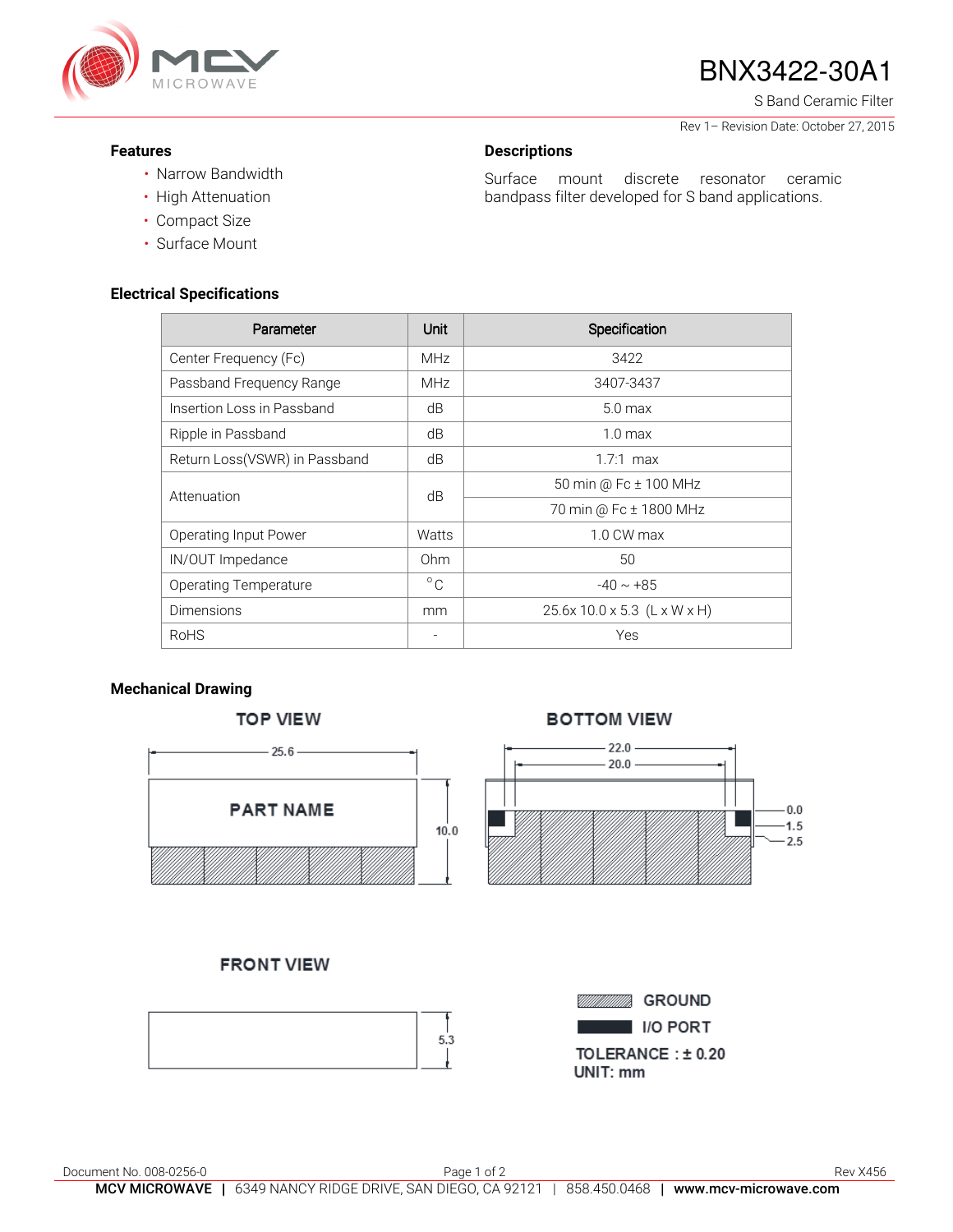# BNX3422-30A1

S Band Ceramic Filter

Rev 1– Revision Date: October 27, 2015

### Features

- Narrow Bandwidth
- High Attenuation
- Compact Size
- Surface Mount

### Descriptions

Surface mount discrete resonator ceramic bandpass filter developed for S band applications.

### Electrical Specifications

| Parameter | Unit | Specification |
|---|---|---|
| Center Frequency (Fc) | MHz | 3422 |
| Passband Frequency Range | MHz | 3407-3437 |
| Insertion Loss in Passband | dB | 5.0 max |
| Ripple in Passband | dB | 1.0 max |
| Return Loss(VSWR) in Passband | dB | 1.7:1 max |
| Attenuation | dB | 50 min @ Fc ± 100 MHz |
| | | 70 min @ Fc ± 1800 MHz |
| Operating Input Power | Watts | 1.0 CW max |
| IN/OUT Impedance | Ohm | 50 |
| Operating Temperature | °C | -40 ~ +85 |
| Dimensions | mm | 25.6x 10.0 x 5.3 (L x W x H) |
| RoHS | - | Yes |

### Mechanical Drawing

TOP VIEW

25.6

PART NAME

10.0

BOTTOM VIEW

22.0

20.0

0.0

1.5

2.5

FRONT VIEW

5.3

GROUND

I/O PORT

TOLERANCE : ± 0.20

UNIT: mm

Document No. 008-0256-0

Rev X456

**MCV MICROWAVE** | 6349 NANCY RIDGE DRIVE, SAN DIEGO, CA 92121 | 858.450.0468 | **www.mcv-microwave.com**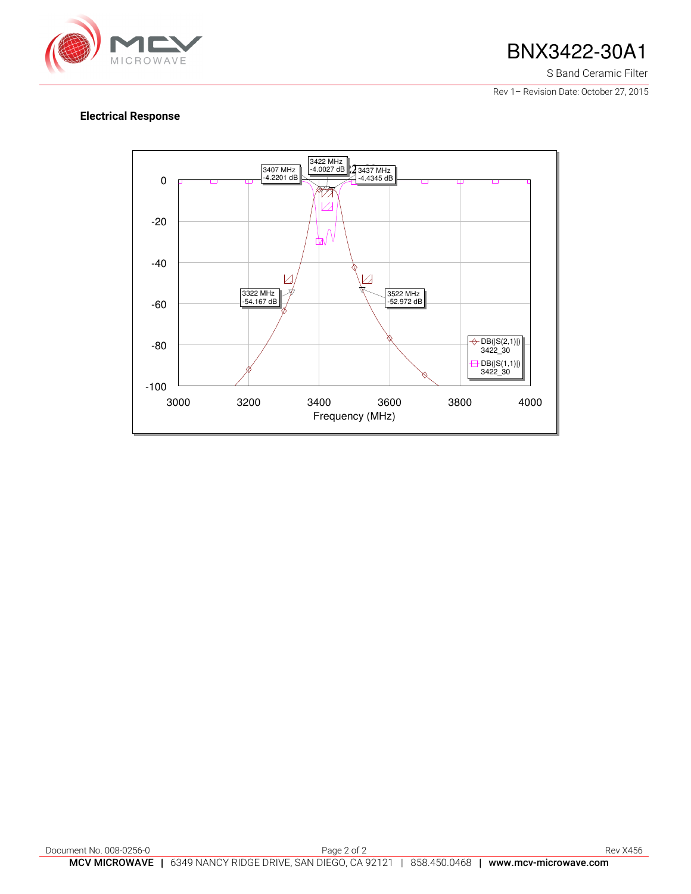## Electrical Response

3422 MHz
-4.0027 dB

3407 MHz
-4.2201 dB

3437 MHz
-4.4345 dB

3322 MHz
-54.167 dB

3522 MHz
-52.972 dB

0
-20
-40
-60
-80
-100

3000 3200 3400 3600 3800 4000

Frequency (MHz)

DB(|S(2,1)|)
3422_30

DB(|S(1,1)|)
3422_30